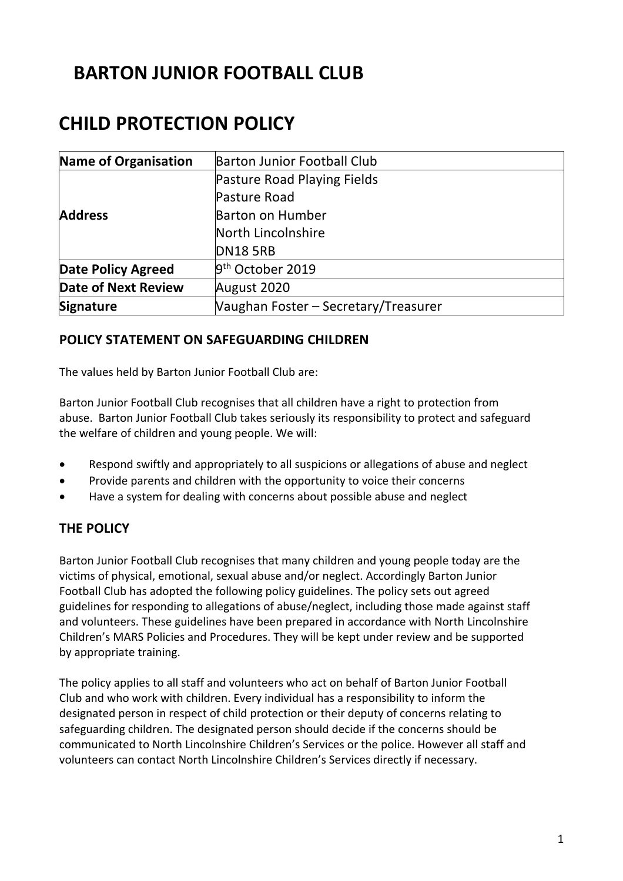# BARTON JUNIOR FOOTBALL CLUB

# CHILD PROTECTION POLICY

| **Name of Organisation** | Barton Junior Football Club |
|---|---|
| **Address** | Pasture Road Playing Fields<br>Pasture Road<br>Barton on Humber<br>North Lincolnshire<br>DN18 5RB |
| **Date Policy Agreed** | 9th October 2019 |
| **Date of Next Review** | August 2020 |
| **Signature** | Vaughan Foster – Secretary/Treasurer |

## POLICY STATEMENT ON SAFEGUARDING CHILDREN

The values held by Barton Junior Football Club are:

Barton Junior Football Club recognises that all children have a right to protection from abuse. Barton Junior Football Club takes seriously its responsibility to protect and safeguard the welfare of children and young people. We will:

- Respond swiftly and appropriately to all suspicions or allegations of abuse and neglect
- Provide parents and children with the opportunity to voice their concerns
- Have a system for dealing with concerns about possible abuse and neglect

## THE POLICY

Barton Junior Football Club recognises that many children and young people today are the victims of physical, emotional, sexual abuse and/or neglect. Accordingly Barton Junior Football Club has adopted the following policy guidelines. The policy sets out agreed guidelines for responding to allegations of abuse/neglect, including those made against staff and volunteers. These guidelines have been prepared in accordance with North Lincolnshire Children's MARS Policies and Procedures. They will be kept under review and be supported by appropriate training.

The policy applies to all staff and volunteers who act on behalf of Barton Junior Football Club and who work with children. Every individual has a responsibility to inform the designated person in respect of child protection or their deputy of concerns relating to safeguarding children. The designated person should decide if the concerns should be communicated to North Lincolnshire Children's Services or the police. However all staff and volunteers can contact North Lincolnshire Children's Services directly if necessary.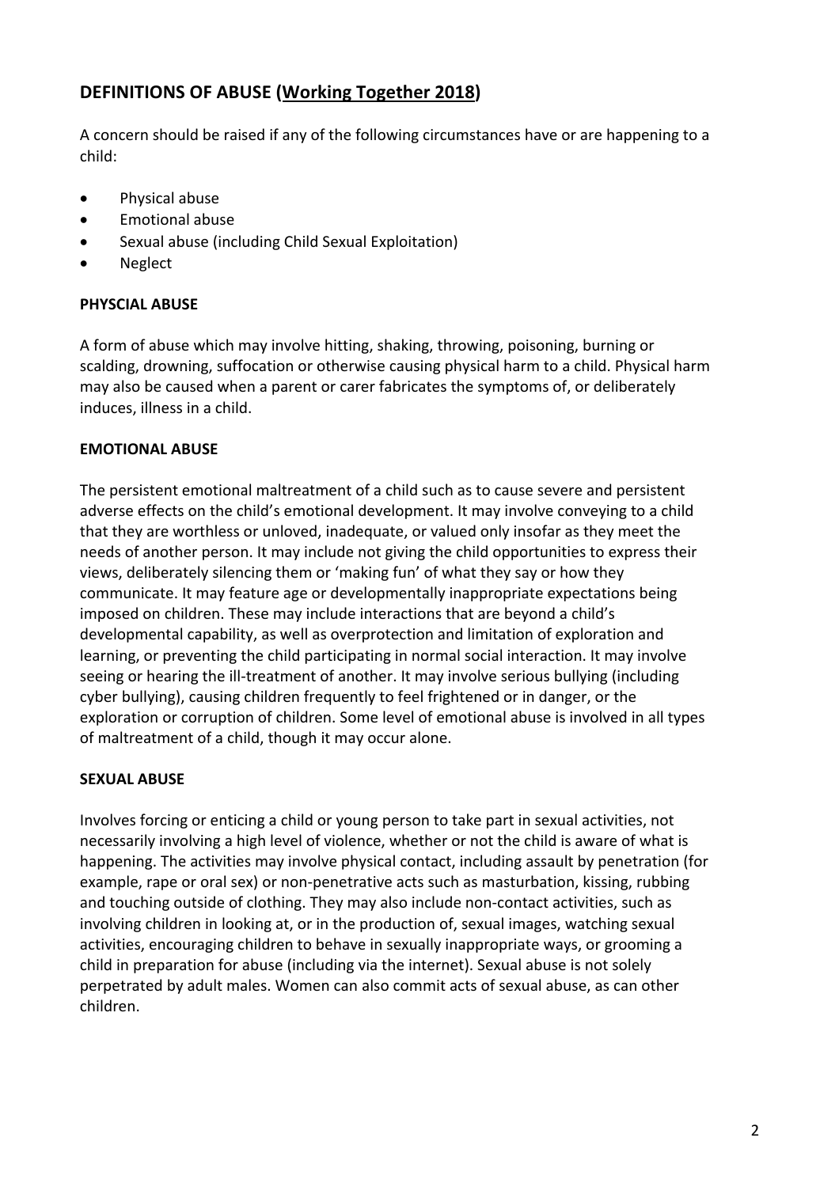## DEFINITIONS OF ABUSE (Working Together 2018)

A concern should be raised if any of the following circumstances have or are happening to a child:

- Physical abuse
- Emotional abuse
- Sexual abuse (including Child Sexual Exploitation)
- Neglect

**PHYSCIAL ABUSE**

A form of abuse which may involve hitting, shaking, throwing, poisoning, burning or scalding, drowning, suffocation or otherwise causing physical harm to a child. Physical harm may also be caused when a parent or carer fabricates the symptoms of, or deliberately induces, illness in a child.

**EMOTIONAL ABUSE**

The persistent emotional maltreatment of a child such as to cause severe and persistent adverse effects on the child's emotional development. It may involve conveying to a child that they are worthless or unloved, inadequate, or valued only insofar as they meet the needs of another person. It may include not giving the child opportunities to express their views, deliberately silencing them or 'making fun' of what they say or how they communicate. It may feature age or developmentally inappropriate expectations being imposed on children. These may include interactions that are beyond a child's developmental capability, as well as overprotection and limitation of exploration and learning, or preventing the child participating in normal social interaction. It may involve seeing or hearing the ill-treatment of another. It may involve serious bullying (including cyber bullying), causing children frequently to feel frightened or in danger, or the exploration or corruption of children. Some level of emotional abuse is involved in all types of maltreatment of a child, though it may occur alone.

**SEXUAL ABUSE**

Involves forcing or enticing a child or young person to take part in sexual activities, not necessarily involving a high level of violence, whether or not the child is aware of what is happening. The activities may involve physical contact, including assault by penetration (for example, rape or oral sex) or non-penetrative acts such as masturbation, kissing, rubbing and touching outside of clothing. They may also include non-contact activities, such as involving children in looking at, or in the production of, sexual images, watching sexual activities, encouraging children to behave in sexually inappropriate ways, or grooming a child in preparation for abuse (including via the internet). Sexual abuse is not solely perpetrated by adult males. Women can also commit acts of sexual abuse, as can other children.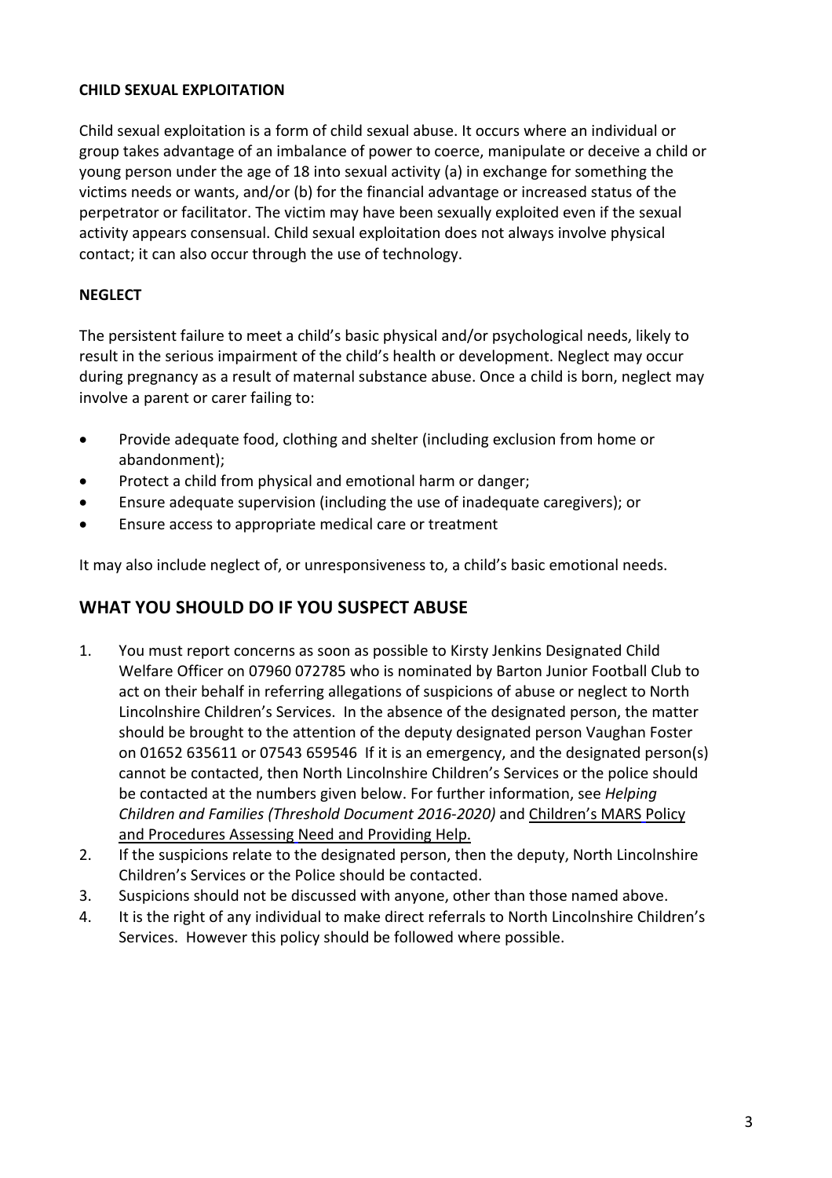**CHILD SEXUAL EXPLOITATION**

Child sexual exploitation is a form of child sexual abuse. It occurs where an individual or group takes advantage of an imbalance of power to coerce, manipulate or deceive a child or young person under the age of 18 into sexual activity (a) in exchange for something the victims needs or wants, and/or (b) for the financial advantage or increased status of the perpetrator or facilitator. The victim may have been sexually exploited even if the sexual activity appears consensual. Child sexual exploitation does not always involve physical contact; it can also occur through the use of technology.

**NEGLECT**

The persistent failure to meet a child's basic physical and/or psychological needs, likely to result in the serious impairment of the child's health or development. Neglect may occur during pregnancy as a result of maternal substance abuse. Once a child is born, neglect may involve a parent or carer failing to:

- Provide adequate food, clothing and shelter (including exclusion from home or abandonment);
- Protect a child from physical and emotional harm or danger;
- Ensure adequate supervision (including the use of inadequate caregivers); or
- Ensure access to appropriate medical care or treatment

It may also include neglect of, or unresponsiveness to, a child's basic emotional needs.

## WHAT YOU SHOULD DO IF YOU SUSPECT ABUSE

1. You must report concerns as soon as possible to Kirsty Jenkins Designated Child Welfare Officer on 07960 072785 who is nominated by Barton Junior Football Club to act on their behalf in referring allegations of suspicions of abuse or neglect to North Lincolnshire Children's Services. In the absence of the designated person, the matter should be brought to the attention of the deputy designated person Vaughan Foster on 01652 635611 or 07543 659546 If it is an emergency, and the designated person(s) cannot be contacted, then North Lincolnshire Children's Services or the police should be contacted at the numbers given below. For further information, see *Helping Children and Families (Threshold Document 2016-2020)* and Children's MARS Policy and Procedures Assessing Need and Providing Help.
2. If the suspicions relate to the designated person, then the deputy, North Lincolnshire Children's Services or the Police should be contacted.
3. Suspicions should not be discussed with anyone, other than those named above.
4. It is the right of any individual to make direct referrals to North Lincolnshire Children's Services. However this policy should be followed where possible.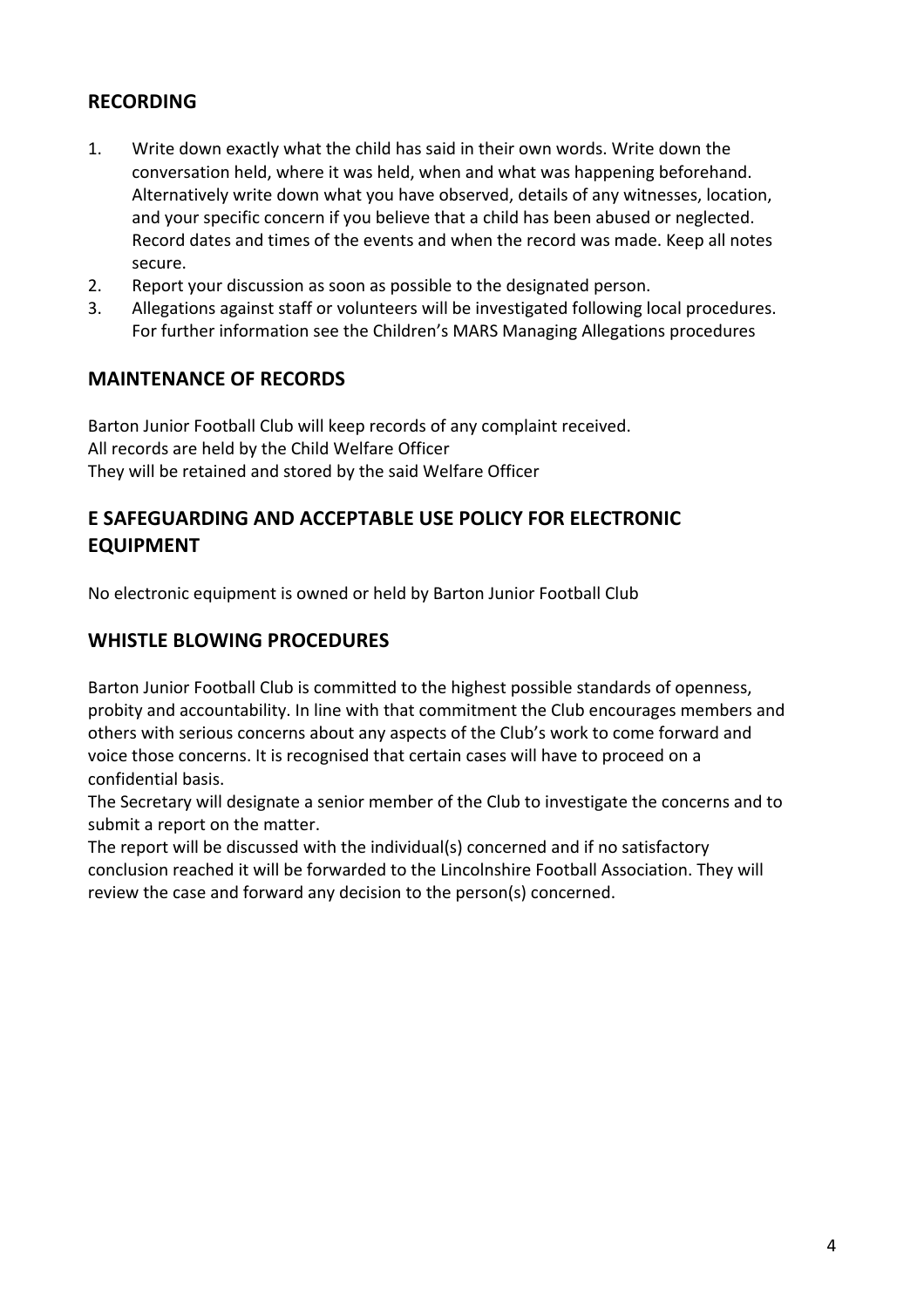## RECORDING

1. Write down exactly what the child has said in their own words. Write down the conversation held, where it was held, when and what was happening beforehand. Alternatively write down what you have observed, details of any witnesses, location, and your specific concern if you believe that a child has been abused or neglected. Record dates and times of the events and when the record was made. Keep all notes secure.
2. Report your discussion as soon as possible to the designated person.
3. Allegations against staff or volunteers will be investigated following local procedures. For further information see the Children's MARS Managing Allegations procedures

## MAINTENANCE OF RECORDS

Barton Junior Football Club will keep records of any complaint received.
All records are held by the Child Welfare Officer
They will be retained and stored by the said Welfare Officer

## E SAFEGUARDING AND ACCEPTABLE USE POLICY FOR ELECTRONIC EQUIPMENT

No electronic equipment is owned or held by Barton Junior Football Club

## WHISTLE BLOWING PROCEDURES

Barton Junior Football Club is committed to the highest possible standards of openness, probity and accountability. In line with that commitment the Club encourages members and others with serious concerns about any aspects of the Club's work to come forward and voice those concerns. It is recognised that certain cases will have to proceed on a confidential basis.
The Secretary will designate a senior member of the Club to investigate the concerns and to submit a report on the matter.
The report will be discussed with the individual(s) concerned and if no satisfactory conclusion reached it will be forwarded to the Lincolnshire Football Association. They will review the case and forward any decision to the person(s) concerned.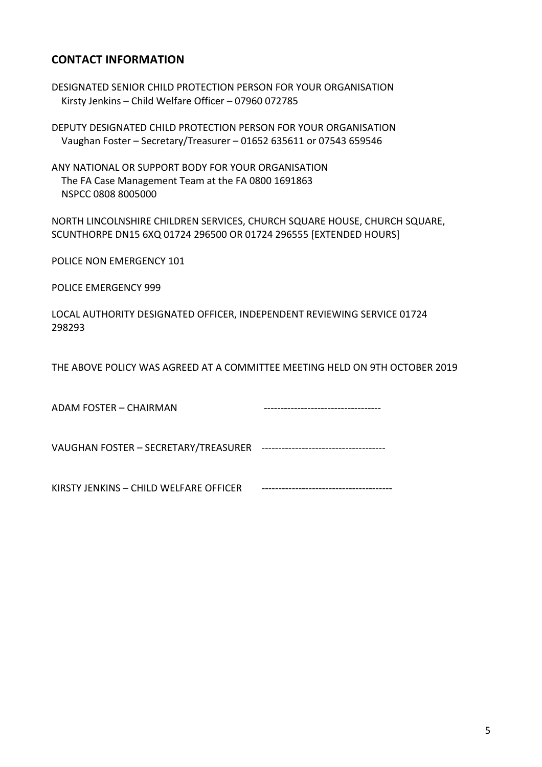## CONTACT INFORMATION

DESIGNATED SENIOR CHILD PROTECTION PERSON FOR YOUR ORGANISATION
Kirsty Jenkins – Child Welfare Officer – 07960 072785

DEPUTY DESIGNATED CHILD PROTECTION PERSON FOR YOUR ORGANISATION
Vaughan Foster – Secretary/Treasurer – 01652 635611 or 07543 659546

ANY NATIONAL OR SUPPORT BODY FOR YOUR ORGANISATION
The FA Case Management Team at the FA 0800 1691863
NSPCC 0808 8005000

NORTH LINCOLNSHIRE CHILDREN SERVICES, CHURCH SQUARE HOUSE, CHURCH SQUARE, SCUNTHORPE DN15 6XQ 01724 296500 OR 01724 296555 [EXTENDED HOURS]

POLICE NON EMERGENCY 101

POLICE EMERGENCY 999

LOCAL AUTHORITY DESIGNATED OFFICER, INDEPENDENT REVIEWING SERVICE 01724 298293

THE ABOVE POLICY WAS AGREED AT A COMMITTEE MEETING HELD ON 9TH OCTOBER 2019

ADAM FOSTER – CHAIRMAN -----------------------------------

VAUGHAN FOSTER – SECRETARY/TREASURER -------------------------------------

KIRSTY JENKINS – CHILD WELFARE OFFICER --------------------------------------